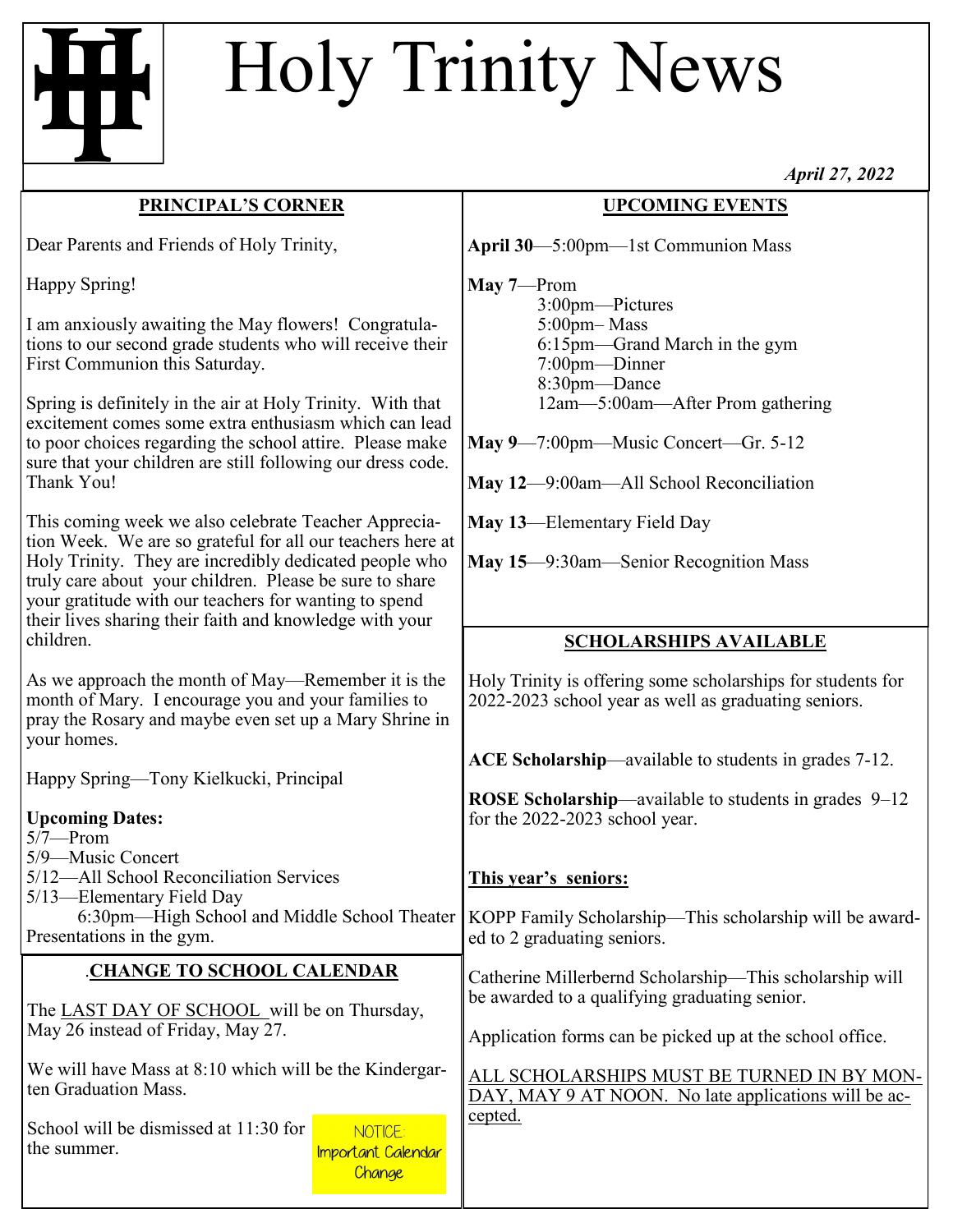# Holy Trinity News

*April 27, 2022*

## PRINCIPAL'S CORNER

Dear Parents and Friends of Holy Trinity,

Happy Spring!

I am anxiously awaiting the May flowers! Congratulations to our second grade students who will receive their First Communion this Saturday.

Spring is definitely in the air at Holy Trinity. With that excitement comes some extra enthusiasm which can lead to poor choices regarding the school attire. Please make sure that your children are still following our dress code. Thank You!

This coming week we also celebrate Teacher Appreciation Week. We are so grateful for all our teachers here at Holy Trinity. They are incredibly dedicated people who truly care about your children. Please be sure to share your gratitude with our teachers for wanting to spend their lives sharing their faith and knowledge with your children.

As we approach the month of May—Remember it is the month of Mary. I encourage you and your families to pray the Rosary and maybe even set up a Mary Shrine in your homes.

Happy Spring—Tony Kielkucki, Principal

**Upcoming Dates:**
5/7—Prom
5/9—Music Concert
5/12—All School Reconciliation Services
5/13—Elementary Field Day
6:30pm—High School and Middle School Theater Presentations in the gym.

## CHANGE TO SCHOOL CALENDAR

The LAST DAY OF SCHOOL will be on Thursday, May 26 instead of Friday, May 27.

We will have Mass at 8:10 which will be the Kindergarten Graduation Mass.

School will be dismissed at 11:30 for the summer.

NOTICE: Important Calendar Change

## UPCOMING EVENTS

**April 30**—5:00pm—1st Communion Mass

**May 7**—Prom
- 3:00pm—Pictures
- 5:00pm– Mass
- 6:15pm—Grand March in the gym
- 7:00pm—Dinner
- 8:30pm—Dance
- 12am—5:00am—After Prom gathering

**May 9**—7:00pm—Music Concert—Gr. 5-12

**May 12**—9:00am—All School Reconciliation

**May 13**—Elementary Field Day

**May 15**—9:30am—Senior Recognition Mass

## SCHOLARSHIPS AVAILABLE

Holy Trinity is offering some scholarships for students for 2022-2023 school year as well as graduating seniors.

**ACE Scholarship**—available to students in grades 7-12.

**ROSE Scholarship**—available to students in grades 9–12 for the 2022-2023 school year.

**This year's seniors:**

KOPP Family Scholarship—This scholarship will be awarded to 2 graduating seniors.

Catherine Millerbernd Scholarship—This scholarship will be awarded to a qualifying graduating senior.

Application forms can be picked up at the school office.

ALL SCHOLARSHIPS MUST BE TURNED IN BY MONDAY, MAY 9 AT NOON. No late applications will be accepted.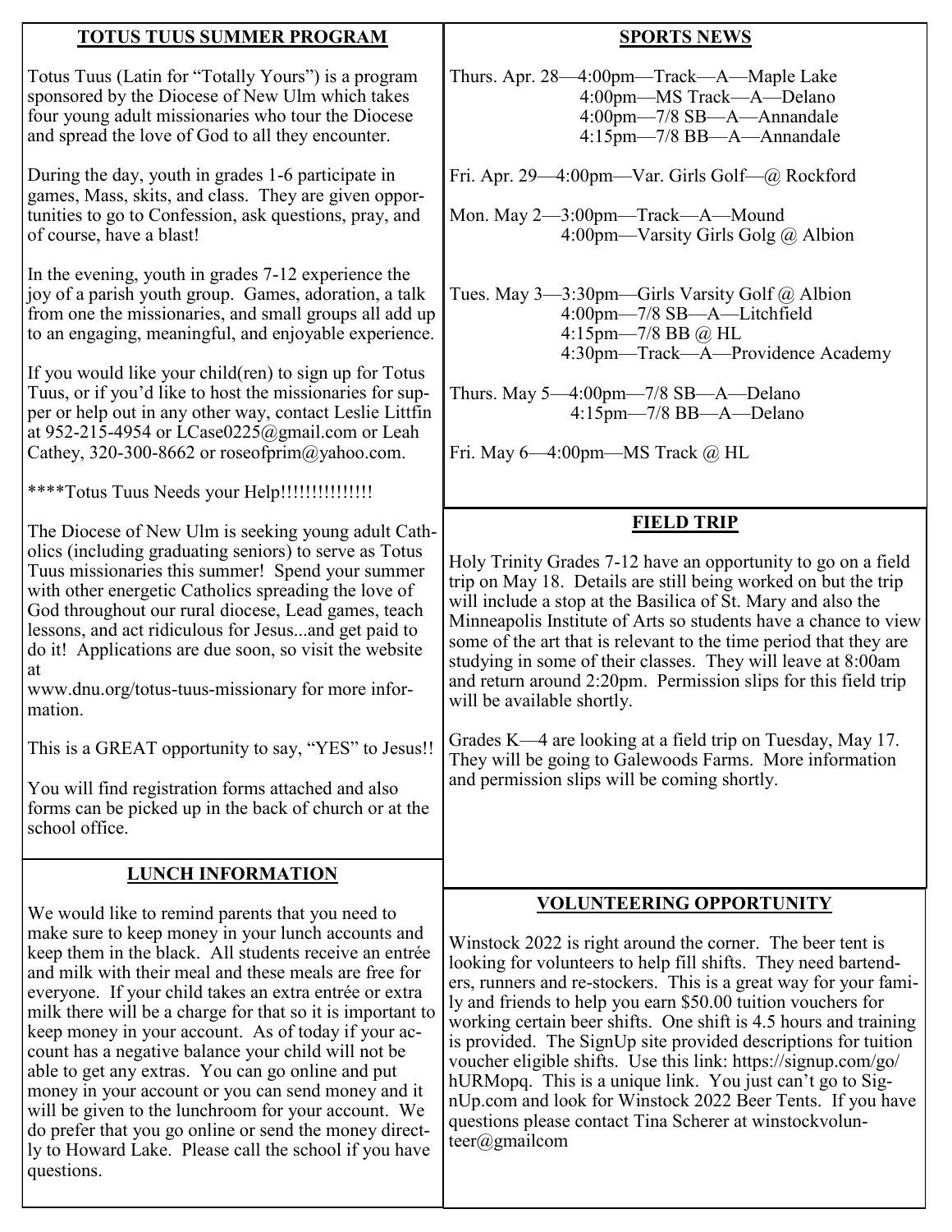## TOTUS TUUS SUMMER PROGRAM

Totus Tuus (Latin for "Totally Yours") is a program sponsored by the Diocese of New Ulm which takes four young adult missionaries who tour the Diocese and spread the love of God to all they encounter.

During the day, youth in grades 1-6 participate in games, Mass, skits, and class. They are given opportunities to go to Confession, ask questions, pray, and of course, have a blast!

In the evening, youth in grades 7-12 experience the joy of a parish youth group. Games, adoration, a talk from one the missionaries, and small groups all add up to an engaging, meaningful, and enjoyable experience.

If you would like your child(ren) to sign up for Totus Tuus, or if you'd like to host the missionaries for supper or help out in any other way, contact Leslie Littfin at 952-215-4954 or LCase0225@gmail.com or Leah Cathey, 320-300-8662 or roseofprim@yahoo.com.

****Totus Tuus Needs your Help!!!!!!!!!!!!!!

The Diocese of New Ulm is seeking young adult Catholics (including graduating seniors) to serve as Totus Tuus missionaries this summer! Spend your summer with other energetic Catholics spreading the love of God throughout our rural diocese, Lead games, teach lessons, and act ridiculous for Jesus...and get paid to do it! Applications are due soon, so visit the website at www.dnu.org/totus-tuus-missionary for more information.

This is a GREAT opportunity to say, "YES" to Jesus!!

You will find registration forms attached and also forms can be picked up in the back of church or at the school office.

## LUNCH INFORMATION

We would like to remind parents that you need to make sure to keep money in your lunch accounts and keep them in the black. All students receive an entrée and milk with their meal and these meals are free for everyone. If your child takes an extra entrée or extra milk there will be a charge for that so it is important to keep money in your account. As of today if your account has a negative balance your child will not be able to get any extras. You can go online and put money in your account or you can send money and it will be given to the lunchroom for your account. We do prefer that you go online or send the money directly to Howard Lake. Please call the school if you have questions.

## SPORTS NEWS

Thurs. Apr. 28—4:00pm—Track—A—Maple Lake
4:00pm—MS Track—A—Delano
4:00pm—7/8 SB—A—Annandale
4:15pm—7/8 BB—A—Annandale

Fri. Apr. 29—4:00pm—Var. Girls Golf—@ Rockford

Mon. May 2—3:00pm—Track—A—Mound
4:00pm—Varsity Girls Golg @ Albion

Tues. May 3—3:30pm—Girls Varsity Golf @ Albion
4:00pm—7/8 SB—A—Litchfield
4:15pm—7/8 BB @ HL
4:30pm—Track—A—Providence Academy

Thurs. May 5—4:00pm—7/8 SB—A—Delano
4:15pm—7/8 BB—A—Delano

Fri. May 6—4:00pm—MS Track @ HL

## FIELD TRIP

Holy Trinity Grades 7-12 have an opportunity to go on a field trip on May 18. Details are still being worked on but the trip will include a stop at the Basilica of St. Mary and also the Minneapolis Institute of Arts so students have a chance to view some of the art that is relevant to the time period that they are studying in some of their classes. They will leave at 8:00am and return around 2:20pm. Permission slips for this field trip will be available shortly.

Grades K—4 are looking at a field trip on Tuesday, May 17. They will be going to Galewoods Farms. More information and permission slips will be coming shortly.

## VOLUNTEERING OPPORTUNITY

Winstock 2022 is right around the corner. The beer tent is looking for volunteers to help fill shifts. They need bartenders, runners and re-stockers. This is a great way for your family and friends to help you earn $50.00 tuition vouchers for working certain beer shifts. One shift is 4.5 hours and training is provided. The SignUp site provided descriptions for tuition voucher eligible shifts. Use this link: https://signup.com/go/hURMopq. This is a unique link. You just can't go to SignUp.com and look for Winstock 2022 Beer Tents. If you have questions please contact Tina Scherer at winstockvolunteer@gmailcom